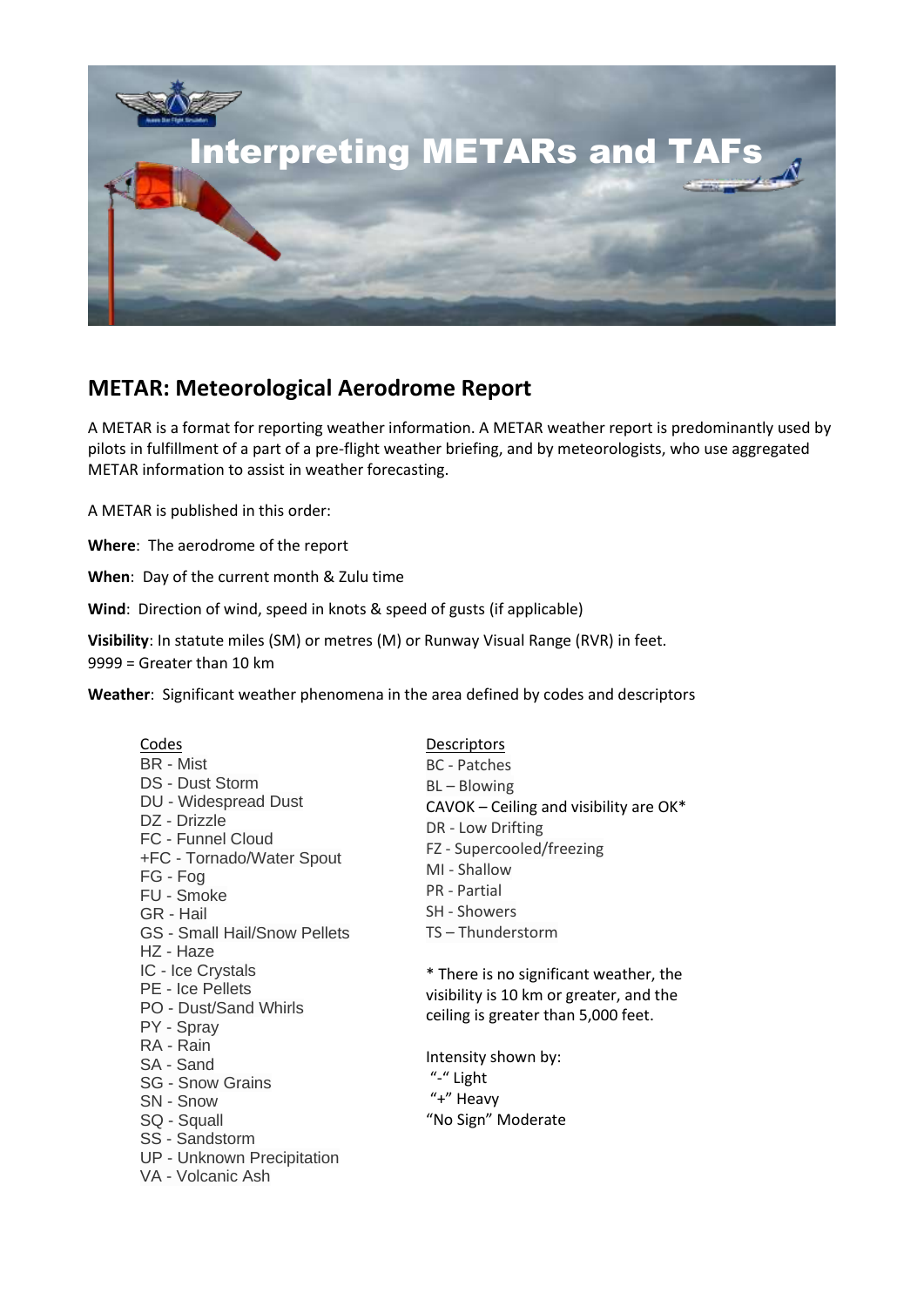# Interpreting METARs and TAFs

## METAR: Meteorological Aerodrome Report

A METAR is a format for reporting weather information. A METAR weather report is predominantly used by pilots in fulfillment of a part of a pre-flight weather briefing, and by meteorologists, who use aggregated METAR information to assist in weather forecasting.

A METAR is published in this order:

**Where**: The aerodrome of the report

**When**: Day of the current month & Zulu time

**Wind**: Direction of wind, speed in knots & speed of gusts (if applicable)

**Visibility**: In statute miles (SM) or metres (M) or Runway Visual Range (RVR) in feet.
9999 = Greater than 10 km

**Weather**: Significant weather phenomena in the area defined by codes and descriptors

Codes

- BR - Mist
- DS - Dust Storm
- DU - Widespread Dust
- DZ - Drizzle
- FC - Funnel Cloud
- +FC - Tornado/Water Spout
- FG - Fog
- FU - Smoke
- GR - Hail
- GS - Small Hail/Snow Pellets
- HZ - Haze
- IC - Ice Crystals
- PE - Ice Pellets
- PO - Dust/Sand Whirls
- PY - Spray
- RA - Rain
- SA - Sand
- SG - Snow Grains
- SN - Snow
- SQ - Squall
- SS - Sandstorm
- UP - Unknown Precipitation
- VA - Volcanic Ash

Descriptors

- BC - Patches
- BL – Blowing
- CAVOK – Ceiling and visibility are OK*
- DR - Low Drifting
- FZ - Supercooled/freezing
- MI - Shallow
- PR - Partial
- SH - Showers
- TS – Thunderstorm

* There is no significant weather, the visibility is 10 km or greater, and the ceiling is greater than 5,000 feet.

Intensity shown by:
"-" Light
"+" Heavy
"No Sign" Moderate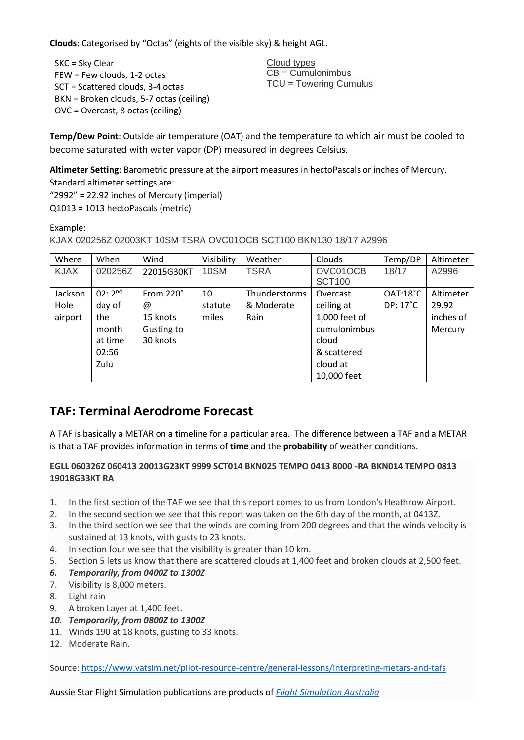**Clouds**: Categorised by "Octas" (eights of the visible sky) & height AGL.

SKC = Sky Clear
FEW = Few clouds, 1-2 octas
SCT = Scattered clouds, 3-4 octas
BKN = Broken clouds, 5-7 octas (ceiling)
OVC = Overcast, 8 octas (ceiling)

Cloud types
CB = Cumulonimbus
TCU = Towering Cumulus

**Temp/Dew Point**: Outside air temperature (OAT) and the temperature to which air must be cooled to become saturated with water vapor (DP) measured in degrees Celsius.

**Altimeter Setting**: Barometric pressure at the airport measures in hectoPascals or inches of Mercury. Standard altimeter settings are:
"2992" = 22.92 inches of Mercury (imperial)
Q1013 = 1013 hectoPascals (metric)

Example:
KJAX 020256Z 02003KT 10SM TSRA OVC01OCB SCT100 BKN130 18/17 A2996

| Where | When | Wind | Visibility | Weather | Clouds | Temp/DP | Altimeter |
|---|---|---|---|---|---|---|---|
| KJAX | 020256Z | 22015G30KT | 10SM | TSRA | OVC01OCB SCT100 | 18/17 | A2996 |
| Jackson Hole airport | 02: 2nd day of the month at time 02:56 Zulu | From 220˚ @ 15 knots Gusting to 30 knots | 10 statute miles | Thunderstorms & Moderate Rain | Overcast ceiling at 1,000 feet of cumulonimbus cloud & scattered cloud at 10,000 feet | OAT:18˚C DP: 17˚C | Altimeter 29.92 inches of Mercury |

## TAF: Terminal Aerodrome Forecast

A TAF is basically a METAR on a timeline for a particular area. The difference between a TAF and a METAR is that a TAF provides information in terms of **time** and the **probability** of weather conditions.

**EGLL 060326Z 060413 20013G23KT 9999 SCT014 BKN025 TEMPO 0413 8000 -RA BKN014 TEMPO 0813 19018G33KT RA**

1. In the first section of the TAF we see that this report comes to us from London's Heathrow Airport.
2. In the second section we see that this report was taken on the 6th day of the month, at 0413Z.
3. In the third section we see that the winds are coming from 200 degrees and that the winds velocity is sustained at 13 knots, with gusts to 23 knots.
4. In section four we see that the visibility is greater than 10 km.
5. Section 5 lets us know that there are scattered clouds at 1,400 feet and broken clouds at 2,500 feet.
6. ***Temporarily, from 0400Z to 1300Z***
7. Visibility is 8,000 meters.
8. Light rain
9. A broken Layer at 1,400 feet.
10. ***Temporarily, from 0800Z to 1300Z***
11. Winds 190 at 18 knots, gusting to 33 knots.
12. Moderate Rain.

Source: https://www.vatsim.net/pilot-resource-centre/general-lessons/interpreting-metars-and-tafs

Aussie Star Flight Simulation publications are products of *Flight Simulation Australia*